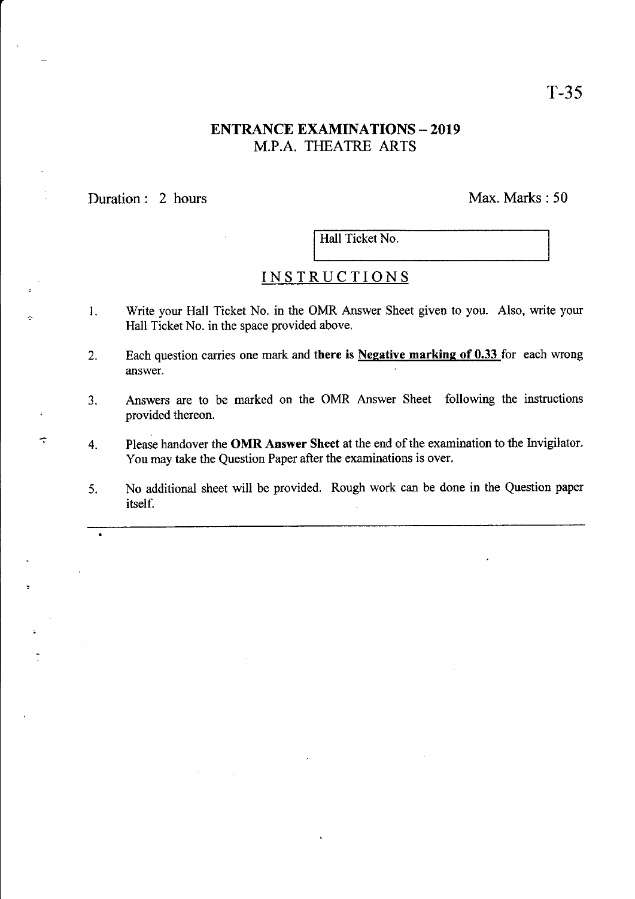T-35

# ENTRANCE EXAMINATIONS – 2019

## M.P.A. THEATRE ARTS

Duration : 2 hours  Max. Marks : 50

| Hall Ticket No. |
|---|

## INSTRUCTIONS

1. Write your Hall Ticket No. in the OMR Answer Sheet given to you. Also, write your Hall Ticket No. in the space provided above.
2. Each question carries one mark and **there is <u>Negative marking of 0.33</u>** for each wrong answer.
3. Answers are to be marked on the OMR Answer Sheet following the instructions provided thereon.
4. Please handover the **OMR Answer Sheet** at the end of the examination to the Invigilator. You may take the Question Paper after the examinations is over.
5. No additional sheet will be provided. Rough work can be done in the Question paper itself.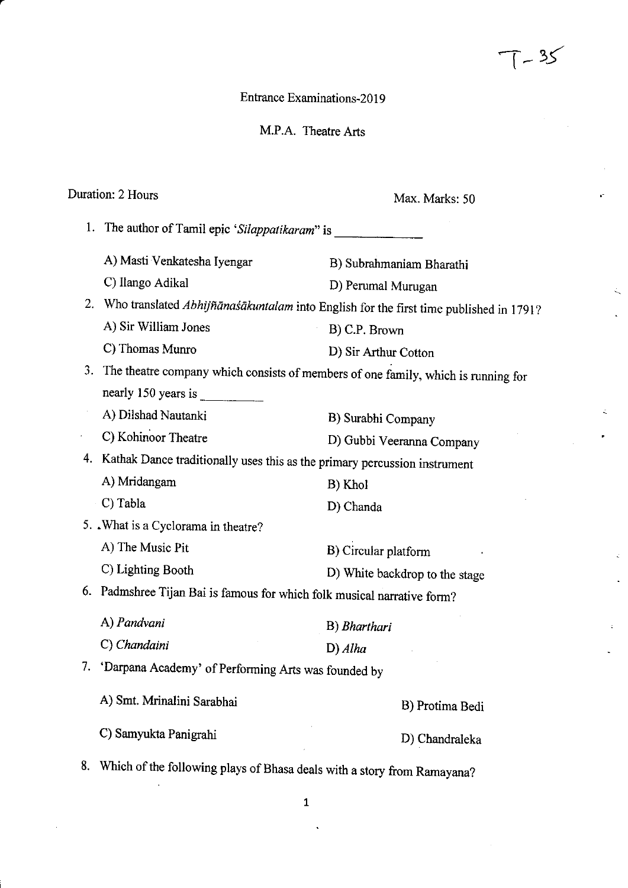T - 35

Entrance Examinations-2019

M.P.A. Theatre Arts

Duration: 2 Hours

Max. Marks: 50

1. The author of Tamil epic '*Silappatikaram*" is ____________

   A) Masti Venkatesha Iyengar
   B) Subrahmaniam Bharathi
   C) Ilango Adikal
   D) Perumal Murugan

2. Who translated *Abhijñānaśākuntalam* into English for the first time published in 1791?

   A) Sir William Jones
   B) C.P. Brown
   C) Thomas Munro
   D) Sir Arthur Cotton

3. The theatre company which consists of members of one family, which is running for nearly 150 years is _________

   A) Dilshad Nautanki
   B) Surabhi Company
   C) Kohinoor Theatre
   D) Gubbi Veeranna Company

4. Kathak Dance traditionally uses this as the primary percussion instrument

   A) Mridangam
   B) Khol
   C) Tabla
   D) Chanda

5. .What is a Cyclorama in theatre?

   A) The Music Pit
   B) Circular platform
   C) Lighting Booth
   D) White backdrop to the stage

6. Padmshree Tijan Bai is famous for which folk musical narrative form?

   A) *Pandvani*
   B) *Bharthari*
   C) *Chandaini*
   D) *Alha*

7. 'Darpana Academy' of Performing Arts was founded by

   A) Smt. Mrinalini Sarabhai
   B) Protima Bedi
   C) Samyukta Panigrahi
   D) Chandraleka

8. Which of the following plays of Bhasa deals with a story from Ramayana?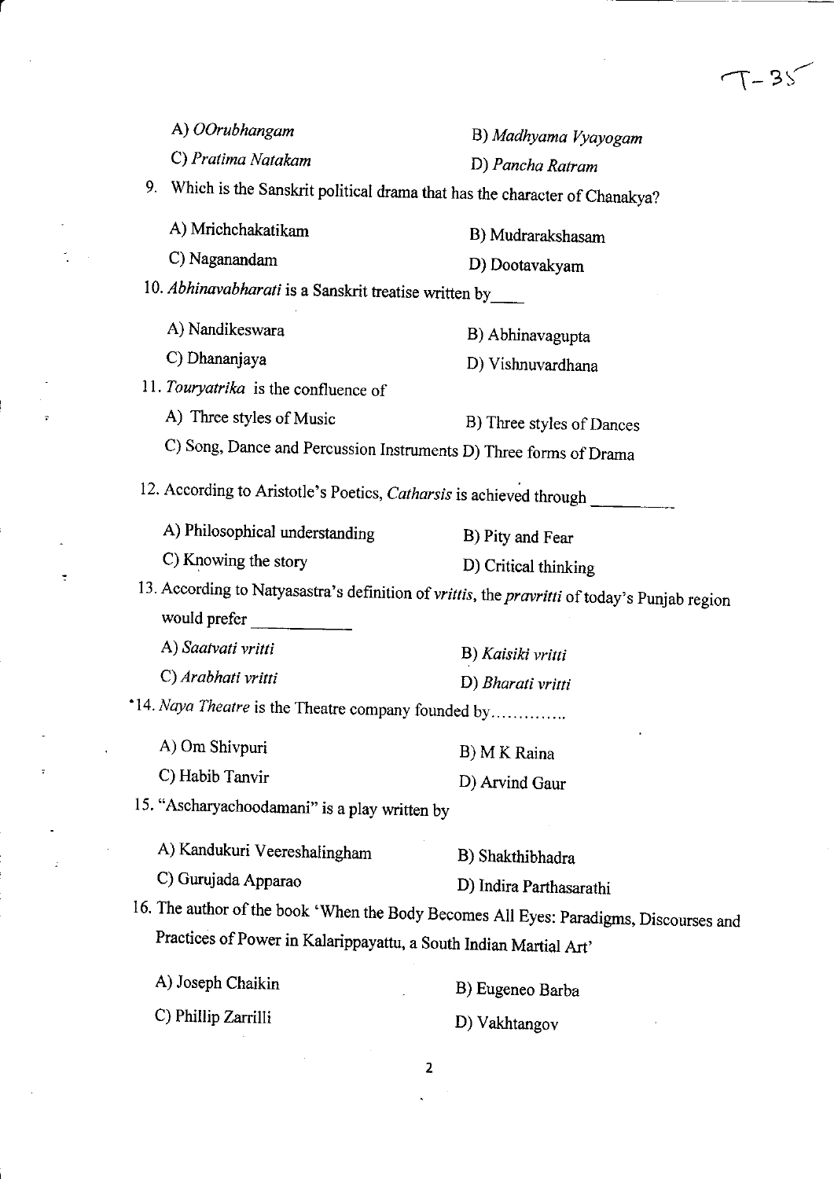A) *OOrubhangam* B) *Madhyama Vyayogam*

C) *Pratima Natakam* D) *Pancha Ratram*

9. Which is the Sanskrit political drama that has the character of Chanakya?

A) Mrichchakatikam B) Mudrarakshasam

C) Naganandam D) Dootavakyam

10. *Abhinavabharati* is a Sanskrit treatise written by____

A) Nandikeswara B) Abhinavagupta

C) Dhananjaya D) Vishnuvardhana

11. *Touryatrika* is the confluence of

A) Three styles of Music B) Three styles of Dances

C) Song, Dance and Percussion Instruments D) Three forms of Drama

12. According to Aristotle's Poetics, *Catharsis* is achieved through ________

A) Philosophical understanding B) Pity and Fear

C) Knowing the story D) Critical thinking

13. According to Natyasastra's definition of *vrittis*, the *pravritti* of today's Punjab region would prefer __________

A) *Saatvati vritti* B) *Kaisiki vritti*

C) *Arabhati vritti* D) *Bharati vritti*

14. *Naya Theatre* is the Theatre company founded by.............

A) Om Shivpuri B) M K Raina

C) Habib Tanvir D) Arvind Gaur

15. "Ascharyachoodamani" is a play written by

A) Kandukuri Veereshalingham B) Shakthibhadra

C) Gurujada Apparao D) Indira Parthasarathi

16. The author of the book 'When the Body Becomes All Eyes: Paradigms, Discourses and Practices of Power in Kalarippayattu, a South Indian Martial Art'

A) Joseph Chaikin B) Eugeneo Barba

C) Phillip Zarrilli D) Vakhtangov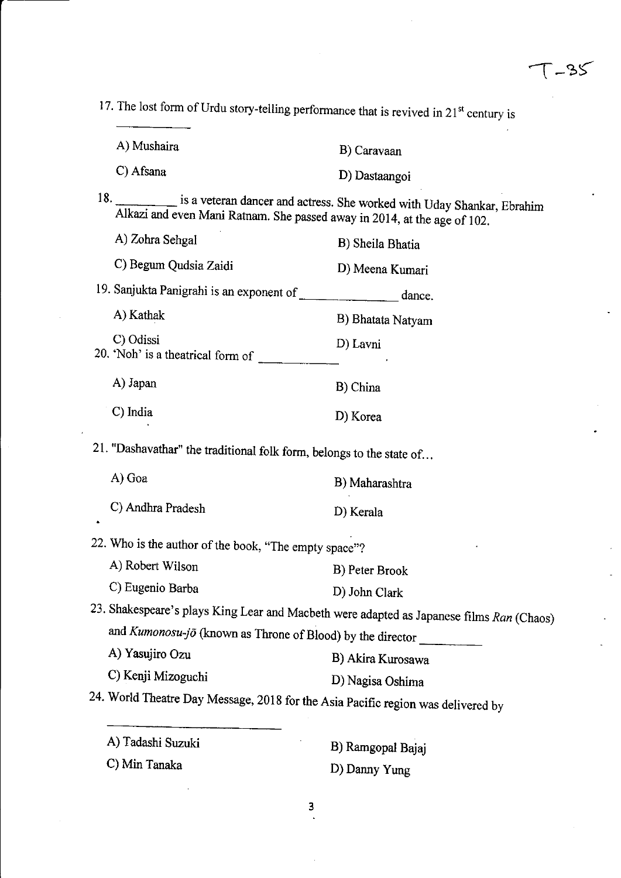17. The lost form of Urdu story-telling performance that is revived in 21st century is ____________

A) Mushaira

B) Caravaan

C) Afsana

D) Dastaangoi

18. __________ is a veteran dancer and actress. She worked with Uday Shankar, Ebrahim Alkazi and even Mani Ratnam. She passed away in 2014, at the age of 102.

A) Zohra Sehgal

B) Sheila Bhatia

C) Begum Qudsia Zaidi

D) Meena Kumari

19. Sanjukta Panigrahi is an exponent of _______________ dance.

A) Kathak

B) Bhatata Natyam

C) Odissi

D) Lavni

20. 'Noh' is a theatrical form of ____________

A) Japan

B) China

C) India

D) Korea

21. "Dashavathar" the traditional folk form, belongs to the state of...

A) Goa

B) Maharashtra

C) Andhra Pradesh

D) Kerala

22. Who is the author of the book, "The empty space"?

A) Robert Wilson

B) Peter Brook

C) Eugenio Barba

D) John Clark

23. Shakespeare's plays King Lear and Macbeth were adapted as Japanese films *Ran* (Chaos) and *Kumonosu-jō* (known as Throne of Blood) by the director __________

A) Yasujiro Ozu

B) Akira Kurosawa

C) Kenji Mizoguchi

D) Nagisa Oshima

24. World Theatre Day Message, 2018 for the Asia Pacific region was delivered by ______________________

A) Tadashi Suzuki

B) Ramgopal Bajaj

C) Min Tanaka

D) Danny Yung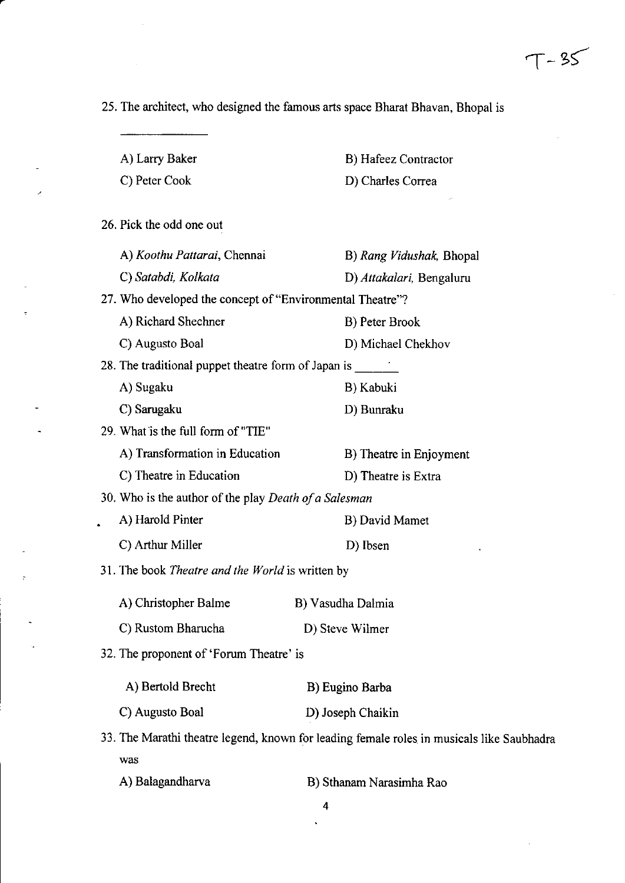T-35

25. The architect, who designed the famous arts space Bharat Bhavan, Bhopal is ____________

   A) Larry Baker
   B) Hafeez Contractor
   C) Peter Cook
   D) Charles Correa

26. Pick the odd one out

   A) *Koothu Pattarai*, Chennai
   B) *Rang Vidushak*, Bhopal
   C) *Satabdi, Kolkata*
   D) *Attakalari*, Bengaluru

27. Who developed the concept of "Environmental Theatre"?

   A) Richard Shechner
   B) Peter Brook
   C) Augusto Boal
   D) Michael Chekhov

28. The traditional puppet theatre form of Japan is ______

   A) Sugaku
   B) Kabuki
   C) Sarugaku
   D) Bunraku

29. What is the full form of "TIE"

   A) Transformation in Education
   B) Theatre in Enjoyment
   C) Theatre in Education
   D) Theatre is Extra

30. Who is the author of the play *Death of a Salesman*

   A) Harold Pinter
   B) David Mamet
   C) Arthur Miller
   D) Ibsen

31. The book *Theatre and the World* is written by

   A) Christopher Balme
   B) Vasudha Dalmia
   C) Rustom Bharucha
   D) Steve Wilmer

32. The proponent of 'Forum Theatre' is

   A) Bertold Brecht
   B) Eugino Barba
   C) Augusto Boal
   D) Joseph Chaikin

33. The Marathi theatre legend, known for leading female roles in musicals like Saubhadra was

   A) Balagandharva
   B) Sthanam Narasimha Rao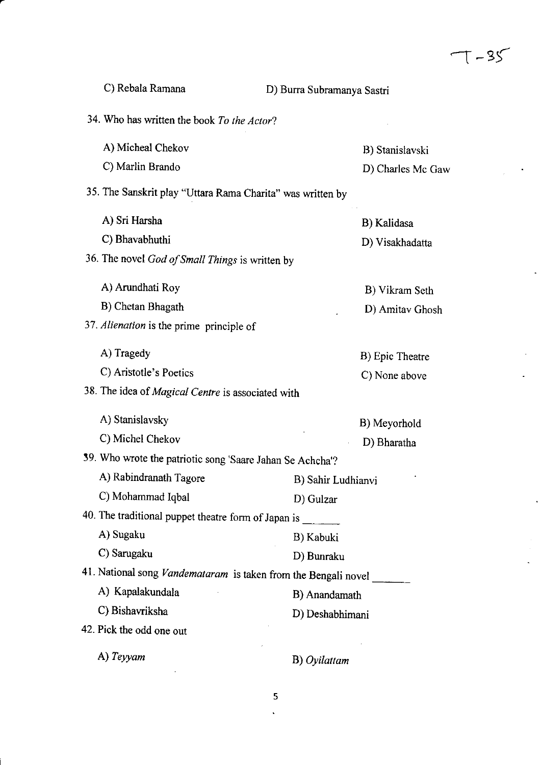C) Rebala Ramana D) Burra Subramanya Sastri

34. Who has written the book *To the Actor*?

A) Micheal Chekov
B) Stanislavski
C) Marlin Brando
D) Charles Mc Gaw

35. The Sanskrit play "Uttara Rama Charita" was written by

A) Sri Harsha
B) Kalidasa
C) Bhavabhuthi
D) Visakhadatta

36. The novel *God of Small Things* is written by

A) Arundhati Roy
B) Vikram Seth
B) Chetan Bhagath
D) Amitav Ghosh

37. *Alienation* is the prime principle of

A) Tragedy
B) Epic Theatre
C) Aristotle's Poetics
C) None above

38. The idea of *Magical Centre* is associated with

A) Stanislavsky
B) Meyorhold
C) Michel Chekov
D) Bharatha

39. Who wrote the patriotic song 'Saare Jahan Se Achcha'?

A) Rabindranath Tagore
B) Sahir Ludhianvi
C) Mohammad Iqbal
D) Gulzar

40. The traditional puppet theatre form of Japan is ______

A) Sugaku
B) Kabuki
C) Sarugaku
D) Bunraku

41. National song *Vandemataram* is taken from the Bengali novel ______

A) Kapalakundala
B) Anandamath
C) Bishavriksha
D) Deshabhimani

42. Pick the odd one out

A) *Teyyam*
B) *Oyilattam*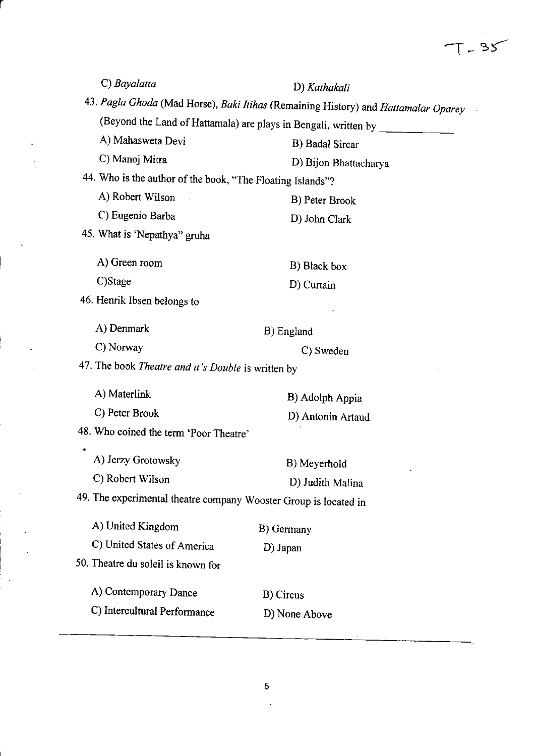C) *Bayalatta* D) *Kathakali*

43. *Pagla Ghoda* (Mad Horse), *Baki Itihas* (Remaining History) and *Hattamalar Oparey* (Beyond the Land of Hattamala) are plays in Bengali, written by ____________

A) Mahasweta Devi B) Badal Sircar

C) Manoj Mitra D) Bijon Bhattacharya

44. Who is the author of the book, "The Floating Islands"?

A) Robert Wilson B) Peter Brook

C) Eugenio Barba D) John Clark

45. What is 'Nepathya" gruha

A) Green room B) Black box

C)Stage D) Curtain

46. Henrik Ibsen belongs to

A) Denmark B) England

C) Norway C) Sweden

47. The book *Theatre and it's Double* is written by

A) Materlink B) Adolph Appia

C) Peter Brook D) Antonin Artaud

48. Who coined the term 'Poor Theatre'

A) Jerzy Grotowsky B) Meyerhold

C) Robert Wilson D) Judith Malina

49. The experimental theatre company Wooster Group is located in

A) United Kingdom B) Germany

C) United States of America D) Japan

50. Theatre du soleil is known for

A) Contemporary Dance B) Circus

C) Intercultural Performance D) None Above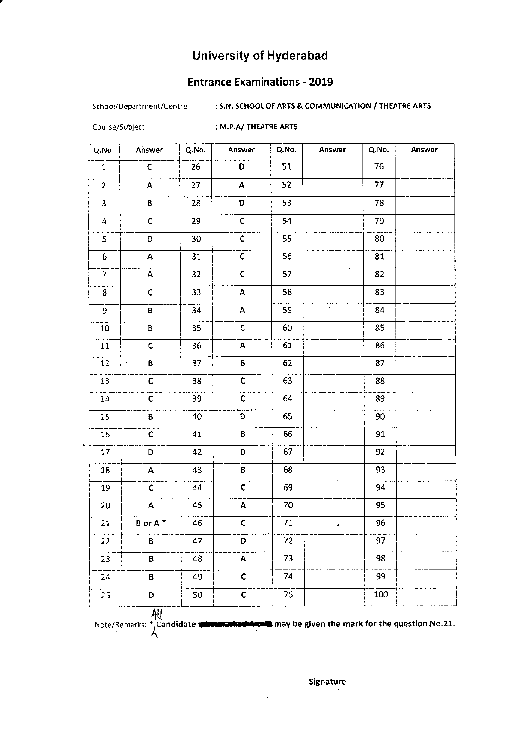# University of Hyderabad

## Entrance Examinations - 2019

School/Department/Centre : **S.N. SCHOOL OF ARTS & COMMUNICATION / THEATRE ARTS**

Course/Subject : **M.P.A/ THEATRE ARTS**

| Q.No. | Answer | Q.No. | Answer | Q.No. | Answer | Q.No. | Answer |
|---|---|---|---|---|---|---|---|
| 1 | C | 26 | D | 51 | | 76 | |
| 2 | A | 27 | A | 52 | | 77 | |
| 3 | B | 28 | D | 53 | | 78 | |
| 4 | C | 29 | C | 54 | | 79 | |
| 5 | D | 30 | C | 55 | | 80 | |
| 6 | A | 31 | C | 56 | | 81 | |
| 7 | A | 32 | C | 57 | | 82 | |
| 8 | C | 33 | A | 58 | | 83 | |
| 9 | B | 34 | A | 59 | | 84 | |
| 10 | B | 35 | C | 60 | | 85 | |
| 11 | C | 36 | A | 61 | | 86 | |
| 12 | B | 37 | B | 62 | | 87 | |
| 13 | C | 38 | C | 63 | | 88 | |
| 14 | C | 39 | C | 64 | | 89 | |
| 15 | B | 40 | D | 65 | | 90 | |
| 16 | C | 41 | B | 66 | | 91 | |
| 17 | D | 42 | D | 67 | | 92 | |
| 18 | A | 43 | B | 68 | | 93 | |
| 19 | C | 44 | C | 69 | | 94 | |
| 20 | A | 45 | A | 70 | | 95 | |
| 21 | B or A * | 46 | C | 71 | | 96 | |
| 22 | B | 47 | D | 72 | | 97 | |
| 23 | B | 48 | A | 73 | | 98 | |
| 24 | B | 49 | C | 74 | | 99 | |
| 25 | D | 50 | C | 75 | | 100 | |

Note/Remarks: * All Candidate may be given the mark for the question No.21.

Signature